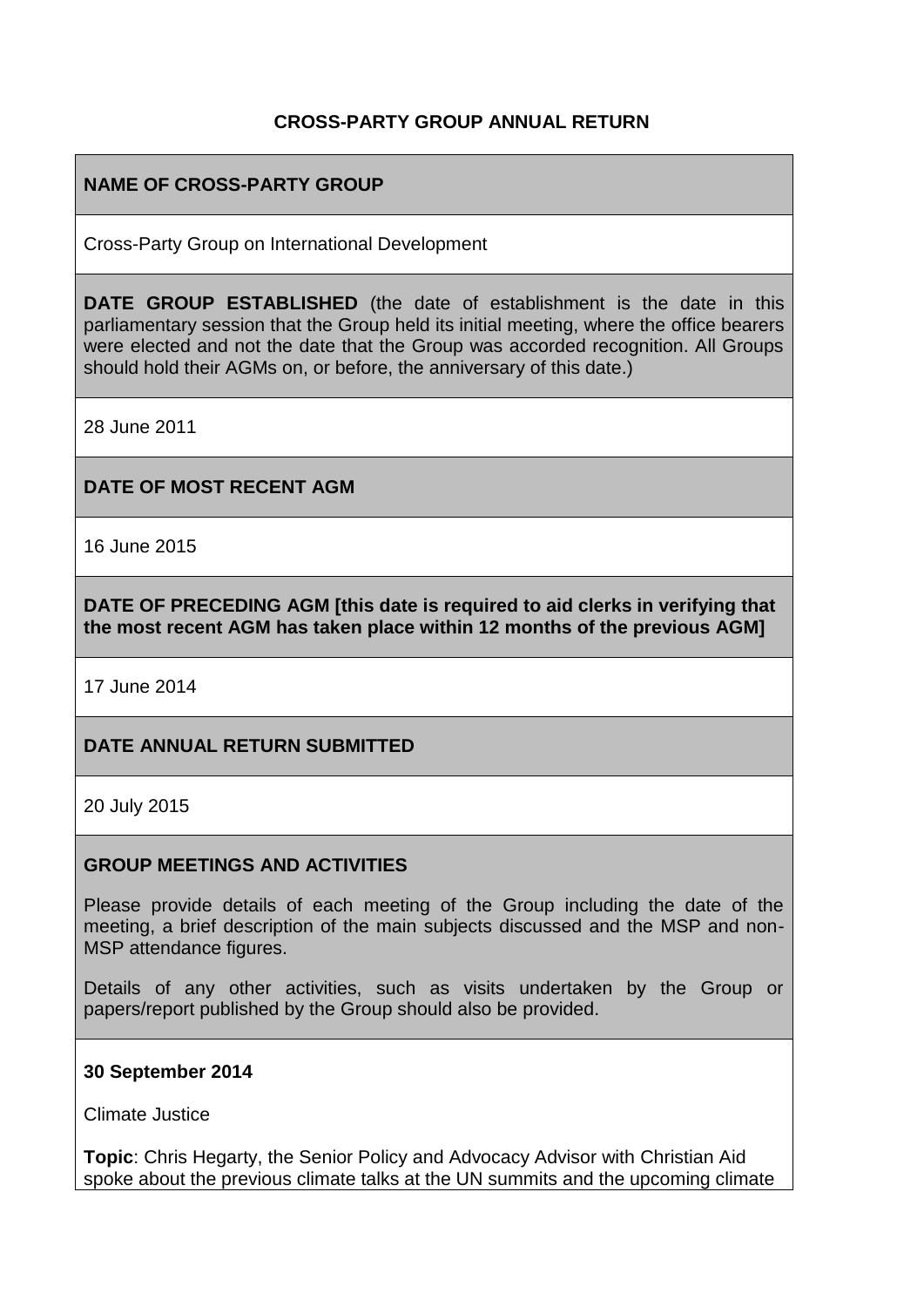# CROSS-PARTY GROUP ANNUAL RETURN

**NAME OF CROSS-PARTY GROUP**

Cross-Party Group on International Development

**DATE GROUP ESTABLISHED** (the date of establishment is the date in this parliamentary session that the Group held its initial meeting, where the office bearers were elected and not the date that the Group was accorded recognition. All Groups should hold their AGMs on, or before, the anniversary of this date.)

28 June 2011

**DATE OF MOST RECENT AGM**

16 June 2015

**DATE OF PRECEDING AGM [this date is required to aid clerks in verifying that the most recent AGM has taken place within 12 months of the previous AGM]**

17 June 2014

**DATE ANNUAL RETURN SUBMITTED**

20 July 2015

**GROUP MEETINGS AND ACTIVITIES**

Please provide details of each meeting of the Group including the date of the meeting, a brief description of the main subjects discussed and the MSP and non-MSP attendance figures.

Details of any other activities, such as visits undertaken by the Group or papers/report published by the Group should also be provided.

**30 September 2014**

Climate Justice

**Topic**: Chris Hegarty, the Senior Policy and Advocacy Advisor with Christian Aid spoke about the previous climate talks at the UN summits and the upcoming climate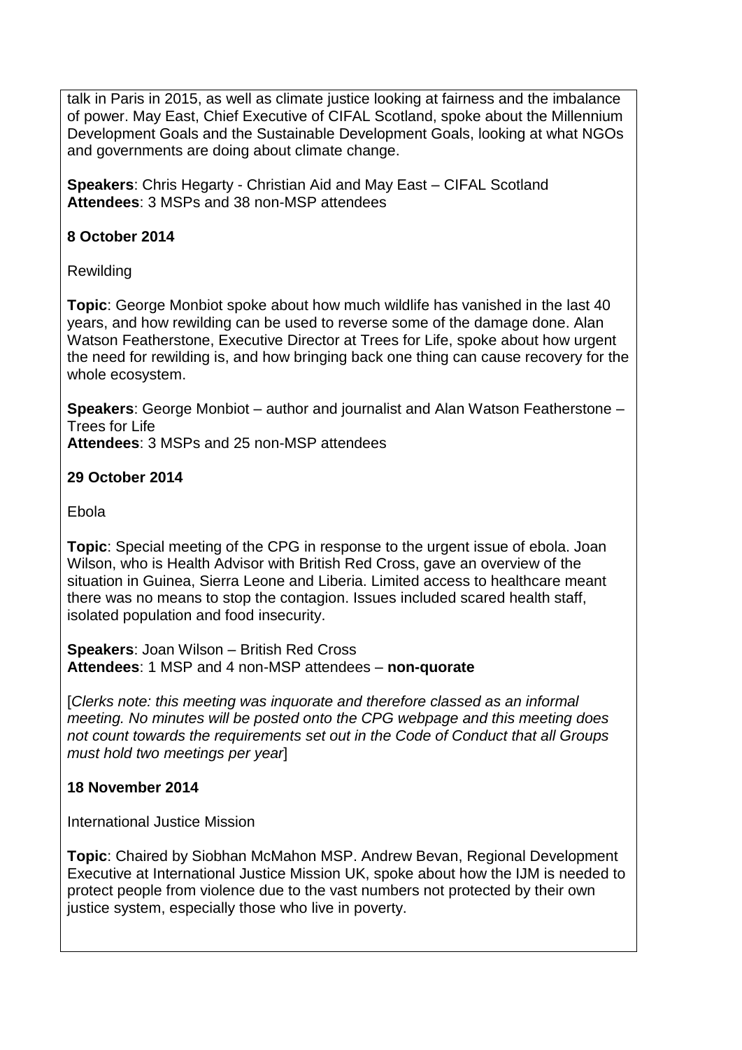talk in Paris in 2015, as well as climate justice looking at fairness and the imbalance of power. May East, Chief Executive of CIFAL Scotland, spoke about the Millennium Development Goals and the Sustainable Development Goals, looking at what NGOs and governments are doing about climate change.

**Speakers**: Chris Hegarty - Christian Aid and May East – CIFAL Scotland
**Attendees**: 3 MSPs and 38 non-MSP attendees

**8 October 2014**

Rewilding

**Topic**: George Monbiot spoke about how much wildlife has vanished in the last 40 years, and how rewilding can be used to reverse some of the damage done. Alan Watson Featherstone, Executive Director at Trees for Life, spoke about how urgent the need for rewilding is, and how bringing back one thing can cause recovery for the whole ecosystem.

**Speakers**: George Monbiot – author and journalist and Alan Watson Featherstone – Trees for Life
**Attendees**: 3 MSPs and 25 non-MSP attendees

**29 October 2014**

Ebola

**Topic**: Special meeting of the CPG in response to the urgent issue of ebola. Joan Wilson, who is Health Advisor with British Red Cross, gave an overview of the situation in Guinea, Sierra Leone and Liberia. Limited access to healthcare meant there was no means to stop the contagion. Issues included scared health staff, isolated population and food insecurity.

**Speakers**: Joan Wilson – British Red Cross
**Attendees**: 1 MSP and 4 non-MSP attendees – **non-quorate**

[*Clerks note: this meeting was inquorate and therefore classed as an informal meeting. No minutes will be posted onto the CPG webpage and this meeting does not count towards the requirements set out in the Code of Conduct that all Groups must hold two meetings per year*]

**18 November 2014**

International Justice Mission

**Topic**: Chaired by Siobhan McMahon MSP. Andrew Bevan, Regional Development Executive at International Justice Mission UK, spoke about how the IJM is needed to protect people from violence due to the vast numbers not protected by their own justice system, especially those who live in poverty.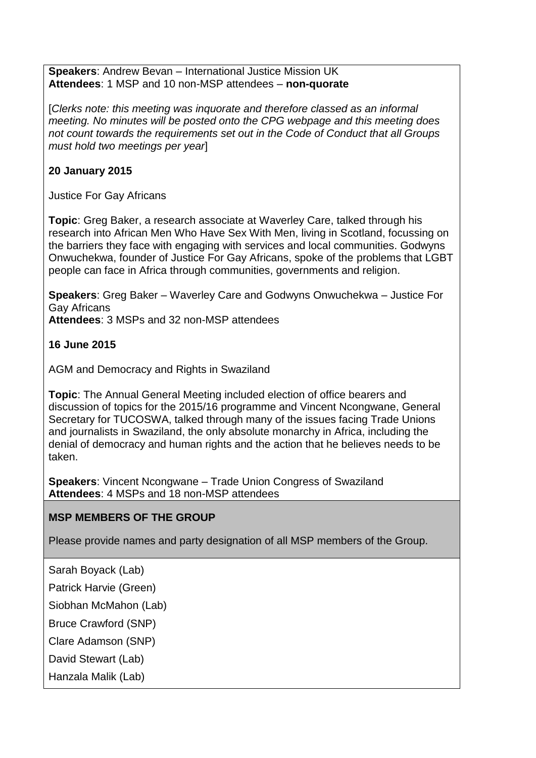**Speakers**: Andrew Bevan – International Justice Mission UK
**Attendees**: 1 MSP and 10 non-MSP attendees – **non-quorate**

[*Clerks note: this meeting was inquorate and therefore classed as an informal meeting. No minutes will be posted onto the CPG webpage and this meeting does not count towards the requirements set out in the Code of Conduct that all Groups must hold two meetings per year*]

**20 January 2015**

Justice For Gay Africans

**Topic**: Greg Baker, a research associate at Waverley Care, talked through his research into African Men Who Have Sex With Men, living in Scotland, focussing on the barriers they face with engaging with services and local communities. Godwyns Onwuchekwa, founder of Justice For Gay Africans, spoke of the problems that LGBT people can face in Africa through communities, governments and religion.

**Speakers**: Greg Baker – Waverley Care and Godwyns Onwuchekwa – Justice For Gay Africans
**Attendees**: 3 MSPs and 32 non-MSP attendees

**16 June 2015**

AGM and Democracy and Rights in Swaziland

**Topic**: The Annual General Meeting included election of office bearers and discussion of topics for the 2015/16 programme and Vincent Ncongwane, General Secretary for TUCOSWA, talked through many of the issues facing Trade Unions and journalists in Swaziland, the only absolute monarchy in Africa, including the denial of democracy and human rights and the action that he believes needs to be taken.

**Speakers**: Vincent Ncongwane – Trade Union Congress of Swaziland
**Attendees**: 4 MSPs and 18 non-MSP attendees

**MSP MEMBERS OF THE GROUP**

Please provide names and party designation of all MSP members of the Group.

Sarah Boyack (Lab)

Patrick Harvie (Green)

Siobhan McMahon (Lab)

Bruce Crawford (SNP)

Clare Adamson (SNP)

David Stewart (Lab)

Hanzala Malik (Lab)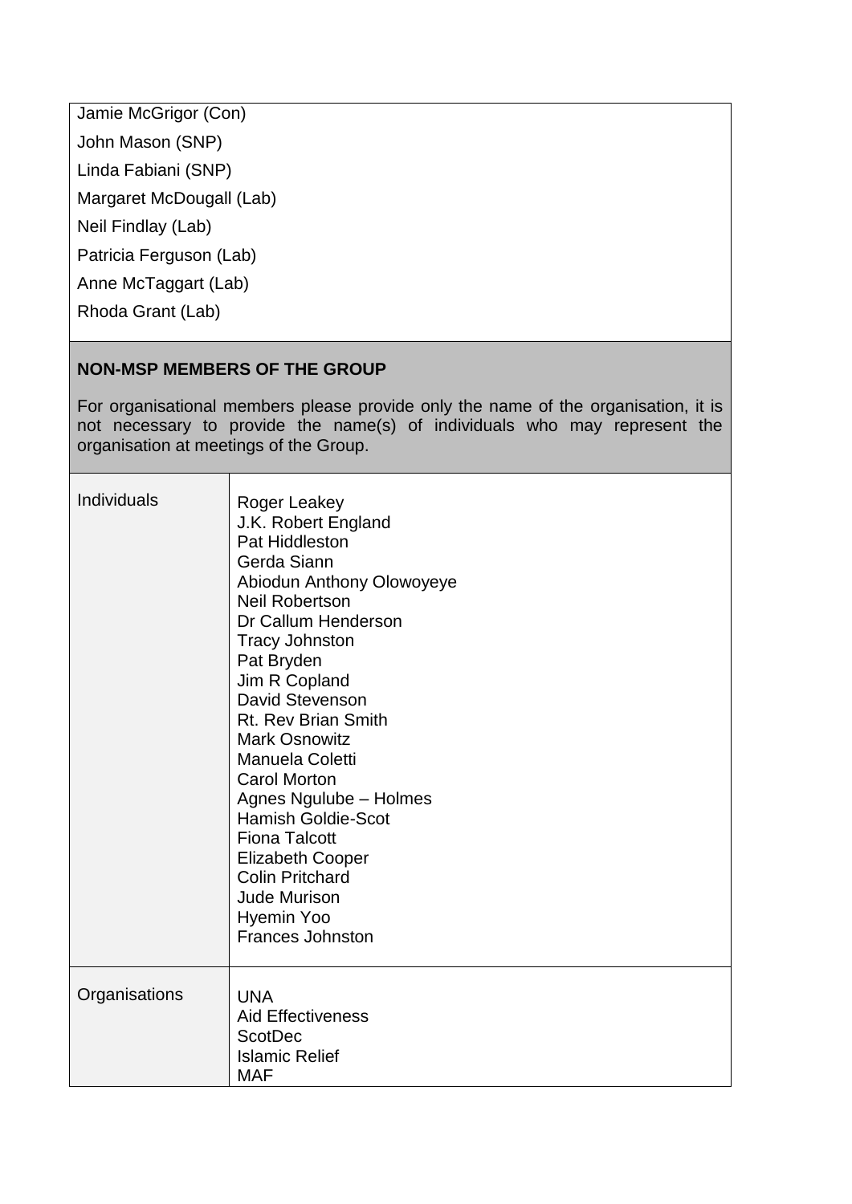Jamie McGrigor (Con)
John Mason (SNP)
Linda Fabiani (SNP)
Margaret McDougall (Lab)
Neil Findlay (Lab)
Patricia Ferguson (Lab)
Anne McTaggart (Lab)
Rhoda Grant (Lab)

## NON-MSP MEMBERS OF THE GROUP

For organisational members please provide only the name of the organisation, it is not necessary to provide the name(s) of individuals who may represent the organisation at meetings of the Group.

| | |
|---|---|
| Individuals | Roger Leakey<br>J.K. Robert England<br>Pat Hiddleston<br>Gerda Siann<br>Abiodun Anthony Olowoyeye<br>Neil Robertson<br>Dr Callum Henderson<br>Tracy Johnston<br>Pat Bryden<br>Jim R Copland<br>David Stevenson<br>Rt. Rev Brian Smith<br>Mark Osnowitz<br>Manuela Coletti<br>Carol Morton<br>Agnes Ngulube – Holmes<br>Hamish Goldie-Scot<br>Fiona Talcott<br>Elizabeth Cooper<br>Colin Pritchard<br>Jude Murison<br>Hyemin Yoo<br>Frances Johnston |
| Organisations | UNA<br>Aid Effectiveness<br>ScotDec<br>Islamic Relief<br>MAF |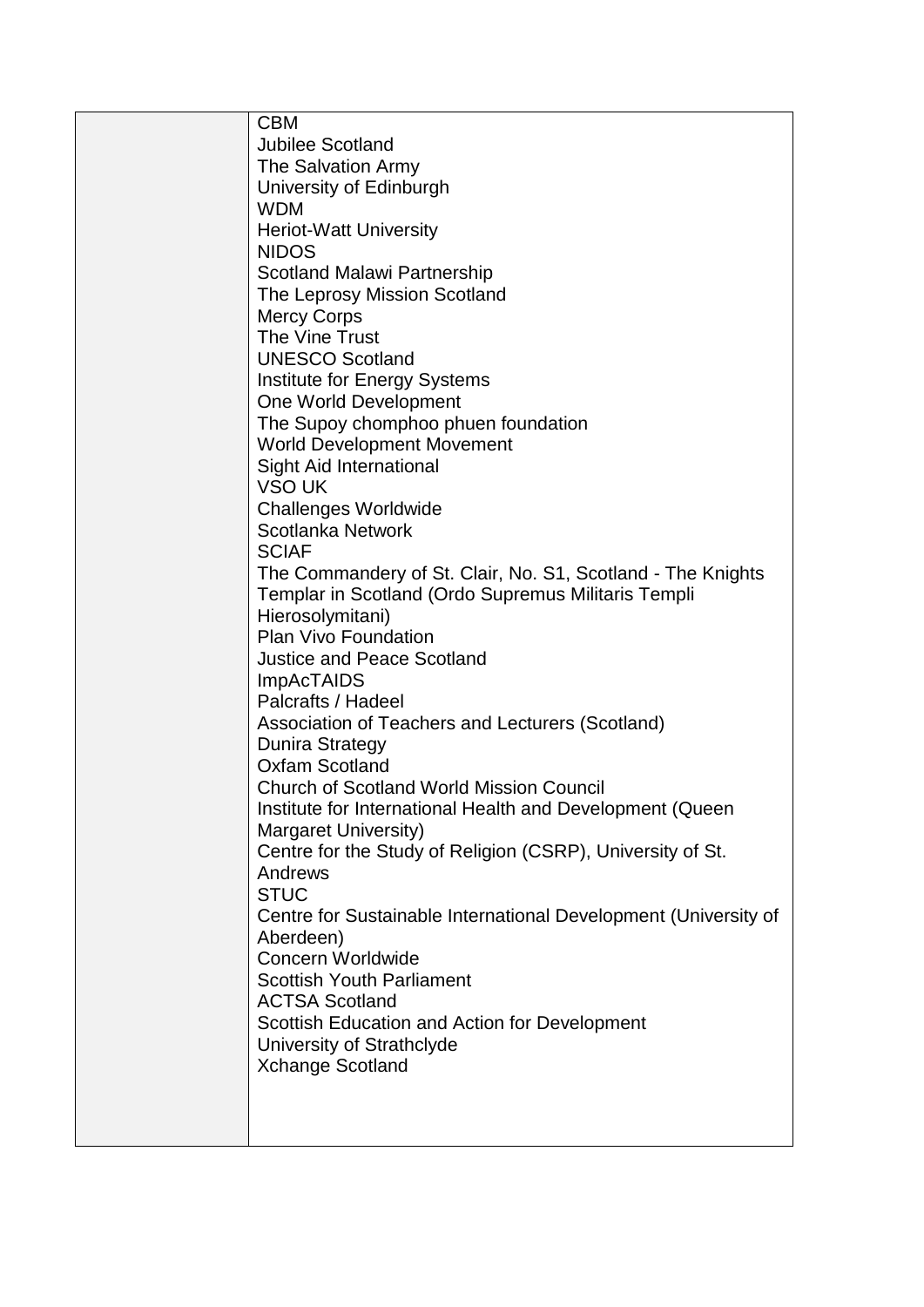|  | CBM<br>Jubilee Scotland<br>The Salvation Army<br>University of Edinburgh<br>WDM<br>Heriot-Watt University<br>NIDOS<br>Scotland Malawi Partnership<br>The Leprosy Mission Scotland<br>Mercy Corps<br>The Vine Trust<br>UNESCO Scotland<br>Institute for Energy Systems<br>One World Development<br>The Supoy chomphoo phuen foundation<br>World Development Movement<br>Sight Aid International<br>VSO UK<br>Challenges Worldwide<br>Scotlanka Network<br>SCIAF<br>The Commandery of St. Clair, No. S1, Scotland - The Knights Templar in Scotland (Ordo Supremus Militaris Templi Hierosolymitani)<br>Plan Vivo Foundation<br>Justice and Peace Scotland<br>ImpAcTAIDS<br>Palcrafts / Hadeel<br>Association of Teachers and Lecturers (Scotland)<br>Dunira Strategy<br>Oxfam Scotland<br>Church of Scotland World Mission Council<br>Institute for International Health and Development (Queen Margaret University)<br>Centre for the Study of Religion (CSRP), University of St. Andrews<br>STUC<br>Centre for Sustainable International Development (University of Aberdeen)<br>Concern Worldwide<br>Scottish Youth Parliament<br>ACTSA Scotland<br>Scottish Education and Action for Development<br>University of Strathclyde<br>Xchange Scotland |
|---|---|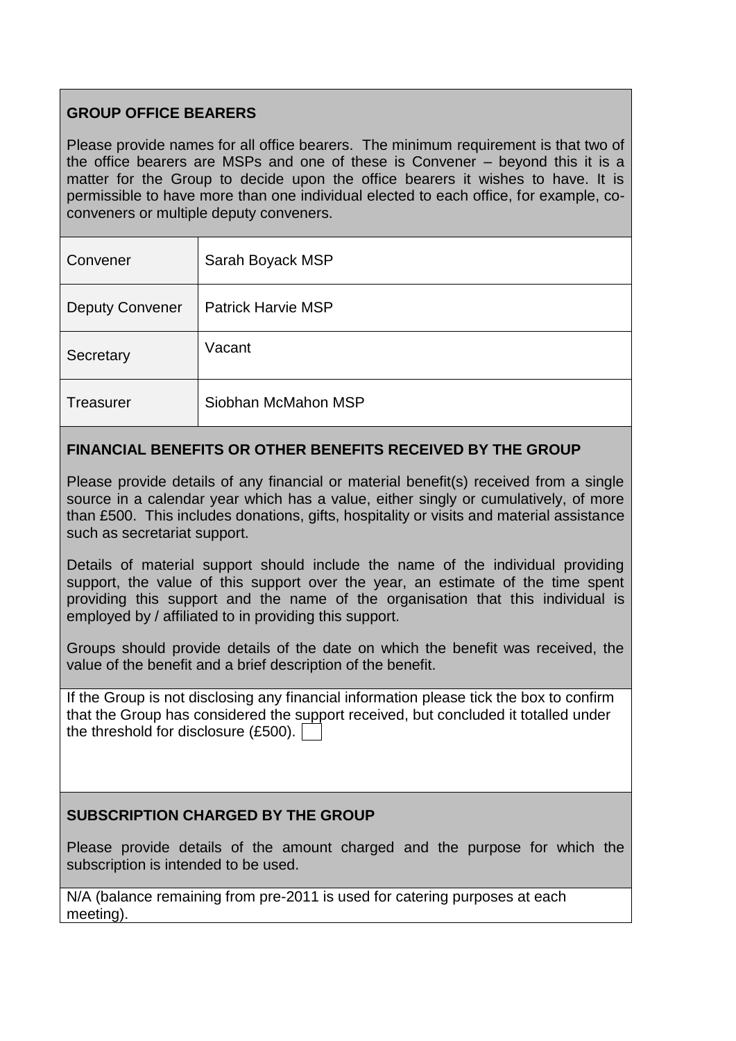## GROUP OFFICE BEARERS

Please provide names for all office bearers. The minimum requirement is that two of the office bearers are MSPs and one of these is Convener – beyond this it is a matter for the Group to decide upon the office bearers it wishes to have. It is permissible to have more than one individual elected to each office, for example, co-conveners or multiple deputy conveners.

| | |
|---|---|
| Convener | Sarah Boyack MSP |
| Deputy Convener | Patrick Harvie MSP |
| Secretary | Vacant |
| Treasurer | Siobhan McMahon MSP |

## FINANCIAL BENEFITS OR OTHER BENEFITS RECEIVED BY THE GROUP

Please provide details of any financial or material benefit(s) received from a single source in a calendar year which has a value, either singly or cumulatively, of more than £500. This includes donations, gifts, hospitality or visits and material assistance such as secretariat support.

Details of material support should include the name of the individual providing support, the value of this support over the year, an estimate of the time spent providing this support and the name of the organisation that this individual is employed by / affiliated to in providing this support.

Groups should provide details of the date on which the benefit was received, the value of the benefit and a brief description of the benefit.

If the Group is not disclosing any financial information please tick the box to confirm that the Group has considered the support received, but concluded it totalled under the threshold for disclosure (£500). ☐

## SUBSCRIPTION CHARGED BY THE GROUP

Please provide details of the amount charged and the purpose for which the subscription is intended to be used.

N/A (balance remaining from pre-2011 is used for catering purposes at each meeting).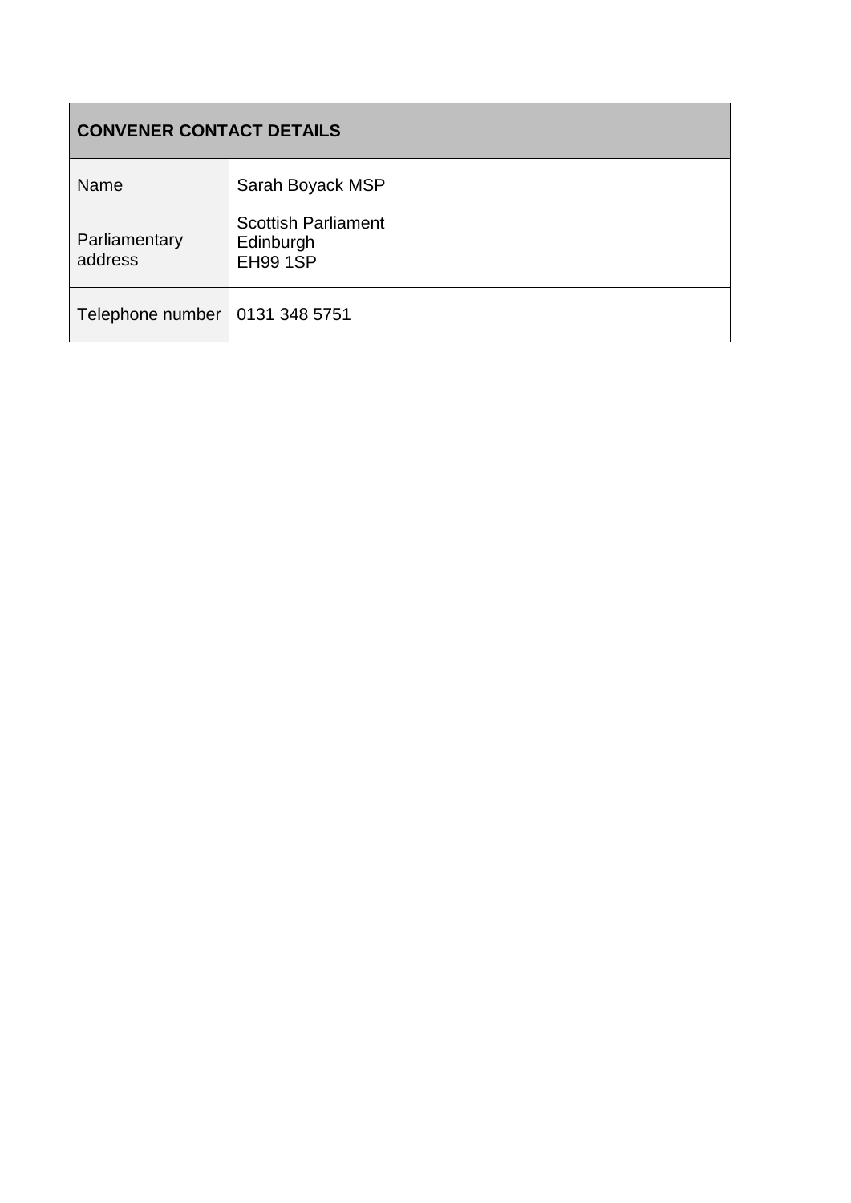| CONVENER CONTACT DETAILS | |
| --- | --- |
| Name | Sarah Boyack MSP |
| Parliamentary address | Scottish Parliament<br>Edinburgh<br>EH99 1SP |
| Telephone number | 0131 348 5751 |